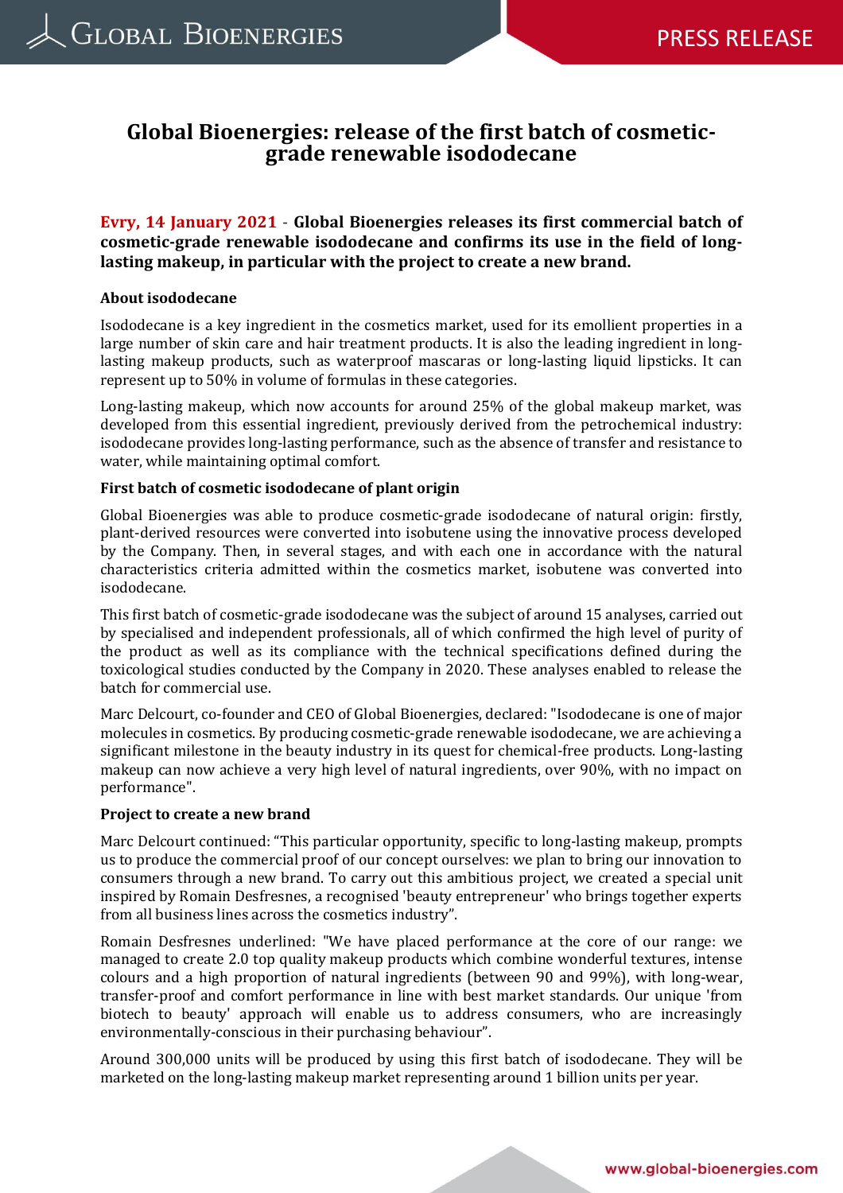# Global Bioenergies: release of the first batch of cosmetic-grade renewable isododecane

**Evry, 14 January 2021** - **Global Bioenergies releases its first commercial batch of cosmetic-grade renewable isododecane and confirms its use in the field of long-lasting makeup, in particular with the project to create a new brand.**

**About isododecane**

Isododecane is a key ingredient in the cosmetics market, used for its emollient properties in a large number of skin care and hair treatment products. It is also the leading ingredient in long-lasting makeup products, such as waterproof mascaras or long-lasting liquid lipsticks. It can represent up to 50% in volume of formulas in these categories.

Long-lasting makeup, which now accounts for around 25% of the global makeup market, was developed from this essential ingredient, previously derived from the petrochemical industry: isododecane provides long-lasting performance, such as the absence of transfer and resistance to water, while maintaining optimal comfort.

**First batch of cosmetic isododecane of plant origin**

Global Bioenergies was able to produce cosmetic-grade isododecane of natural origin: firstly, plant-derived resources were converted into isobutene using the innovative process developed by the Company. Then, in several stages, and with each one in accordance with the natural characteristics criteria admitted within the cosmetics market, isobutene was converted into isododecane.

This first batch of cosmetic-grade isododecane was the subject of around 15 analyses, carried out by specialised and independent professionals, all of which confirmed the high level of purity of the product as well as its compliance with the technical specifications defined during the toxicological studies conducted by the Company in 2020. These analyses enabled to release the batch for commercial use.

Marc Delcourt, co-founder and CEO of Global Bioenergies, declared: "Isododecane is one of major molecules in cosmetics. By producing cosmetic-grade renewable isododecane, we are achieving a significant milestone in the beauty industry in its quest for chemical-free products. Long-lasting makeup can now achieve a very high level of natural ingredients, over 90%, with no impact on performance".

**Project to create a new brand**

Marc Delcourt continued: "This particular opportunity, specific to long-lasting makeup, prompts us to produce the commercial proof of our concept ourselves: we plan to bring our innovation to consumers through a new brand. To carry out this ambitious project, we created a special unit inspired by Romain Desfresnes, a recognised 'beauty entrepreneur' who brings together experts from all business lines across the cosmetics industry".

Romain Desfresnes underlined: "We have placed performance at the core of our range: we managed to create 2.0 top quality makeup products which combine wonderful textures, intense colours and a high proportion of natural ingredients (between 90 and 99%), with long-wear, transfer-proof and comfort performance in line with best market standards. Our unique 'from biotech to beauty' approach will enable us to address consumers, who are increasingly environmentally-conscious in their purchasing behaviour".

Around 300,000 units will be produced by using this first batch of isododecane. They will be marketed on the long-lasting makeup market representing around 1 billion units per year.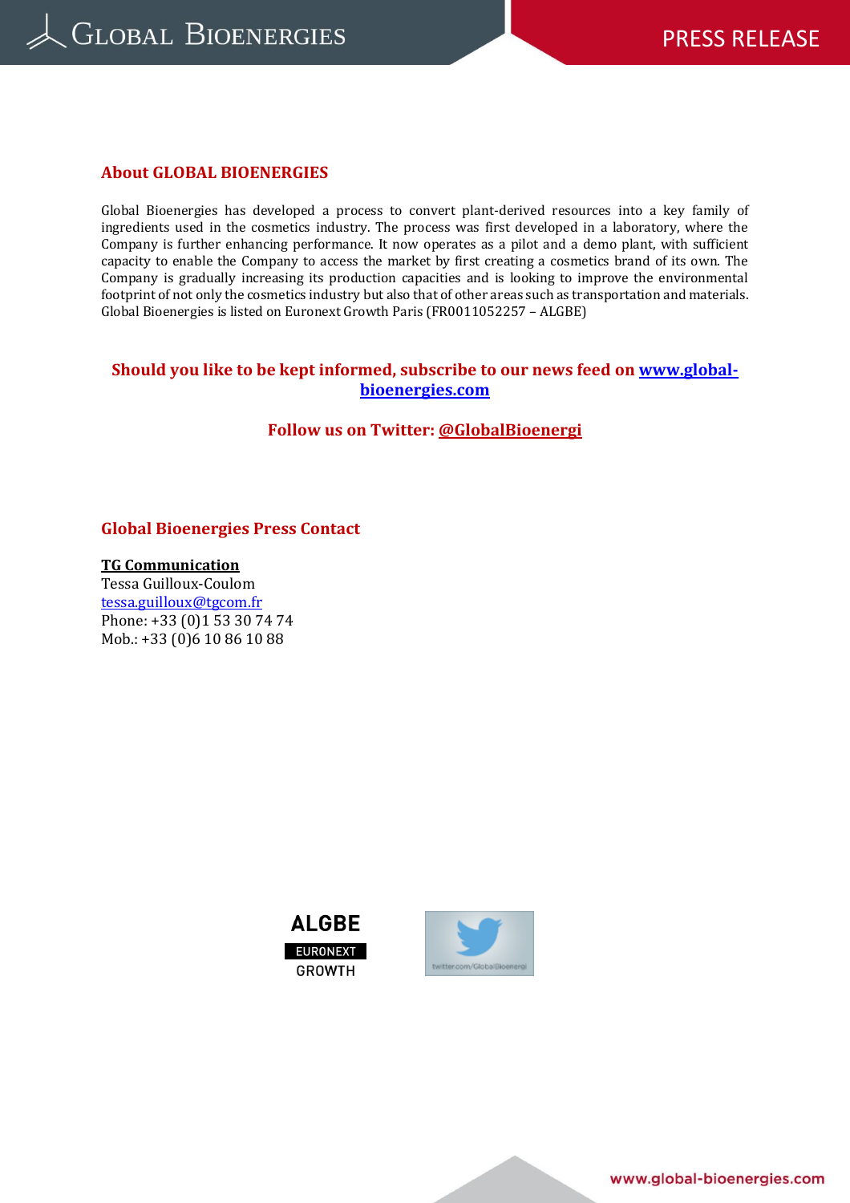## About GLOBAL BIOENERGIES

Global Bioenergies has developed a process to convert plant-derived resources into a key family of ingredients used in the cosmetics industry. The process was first developed in a laboratory, where the Company is further enhancing performance. It now operates as a pilot and a demo plant, with sufficient capacity to enable the Company to access the market by first creating a cosmetics brand of its own. The Company is gradually increasing its production capacities and is looking to improve the environmental footprint of not only the cosmetics industry but also that of other areas such as transportation and materials. Global Bioenergies is listed on Euronext Growth Paris (FR0011052257 – ALGBE)

**Should you like to be kept informed, subscribe to our news feed on [www.global-bioenergies.com](http://www.global-bioenergies.com)**

**Follow us on Twitter: [@GlobalBioenergi](https://twitter.com/GlobalBioenergi)**

## Global Bioenergies Press Contact

**TG Communication**
Tessa Guilloux-Coulom
tessa.guilloux@tgcom.fr
Phone: +33 (0)1 53 30 74 74
Mob.: +33 (0)6 10 86 10 88

ALGBE
EURONEXT
GROWTH

twitter.com/GlobalBioenergi